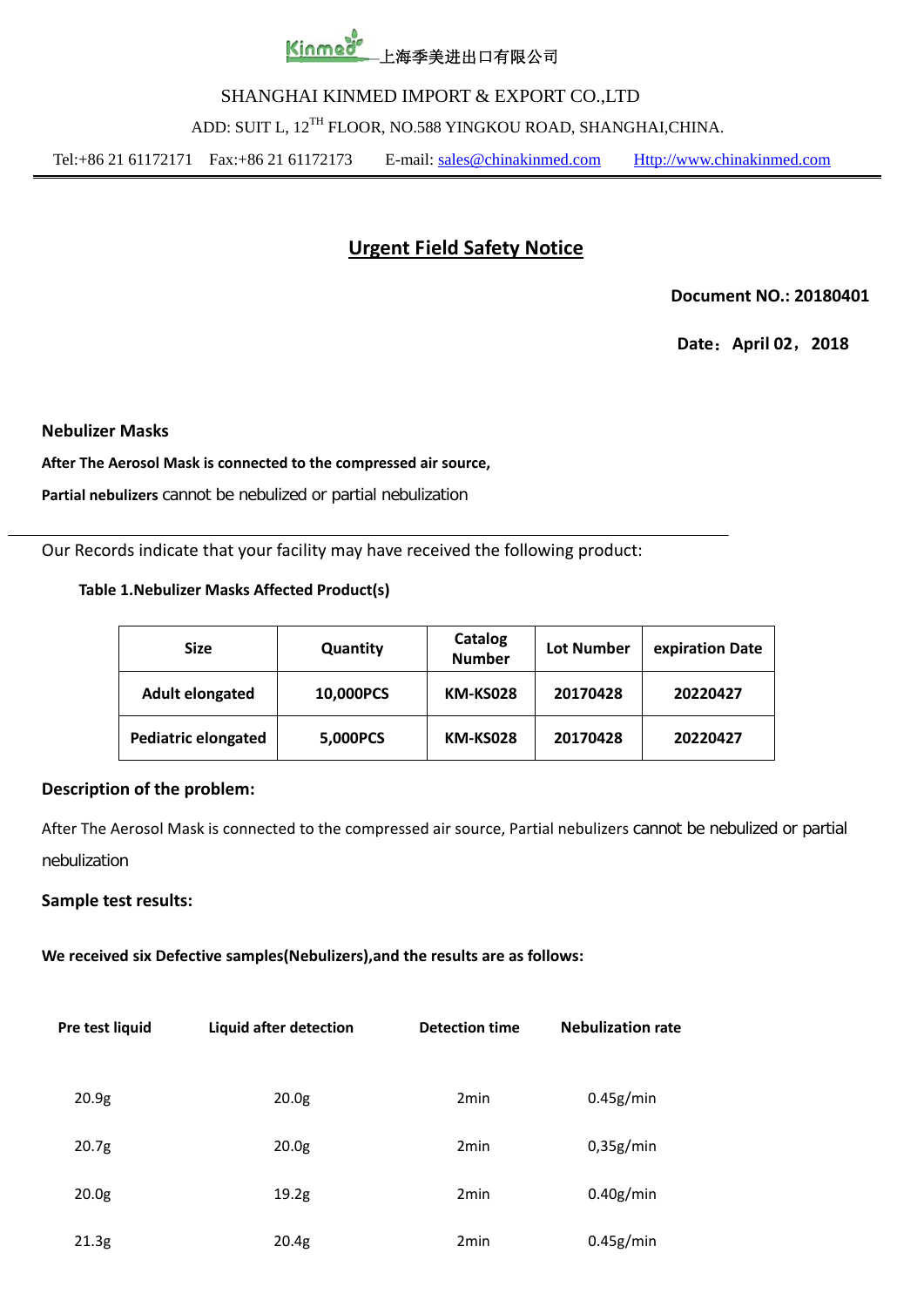Kinmed 上海季美进出口有限公司

SHANGHAI KINMED IMPORT & EXPORT CO.,LTD

ADD: SUIT L, 12TH FLOOR, NO.588 YINGKOU ROAD, SHANGHAI,CHINA.

Tel:+86 21 61172171 Fax:+86 21 61172173 E-mail: sales@chinakinmed.com Http://www.chinakinmed.com

---

# Urgent Field Safety Notice

**Document NO.: 20180401**

**Date：April 02，2018**

**Nebulizer Masks**

**After The Aerosol Mask is connected to the compressed air source,**

**Partial nebulizers** cannot be nebulized or partial nebulization

---

Our Records indicate that your facility may have received the following product:

**Table 1.Nebulizer Masks Affected Product(s)**

| Size | Quantity | Catalog Number | Lot Number | expiration Date |
|---|---|---|---|---|
| Adult elongated | 10,000PCS | KM-KS028 | 20170428 | 20220427 |
| Pediatric elongated | 5,000PCS | KM-KS028 | 20170428 | 20220427 |

**Description of the problem:**

After The Aerosol Mask is connected to the compressed air source, Partial nebulizers cannot be nebulized or partial nebulization

**Sample test results:**

**We received six Defective samples(Nebulizers),and the results are as follows:**

| Pre test liquid | Liquid after detection | Detection time | Nebulization rate |
|---|---|---|---|
| 20.9g | 20.0g | 2min | 0.45g/min |
| 20.7g | 20.0g | 2min | 0,35g/min |
| 20.0g | 19.2g | 2min | 0.40g/min |
| 21.3g | 20.4g | 2min | 0.45g/min |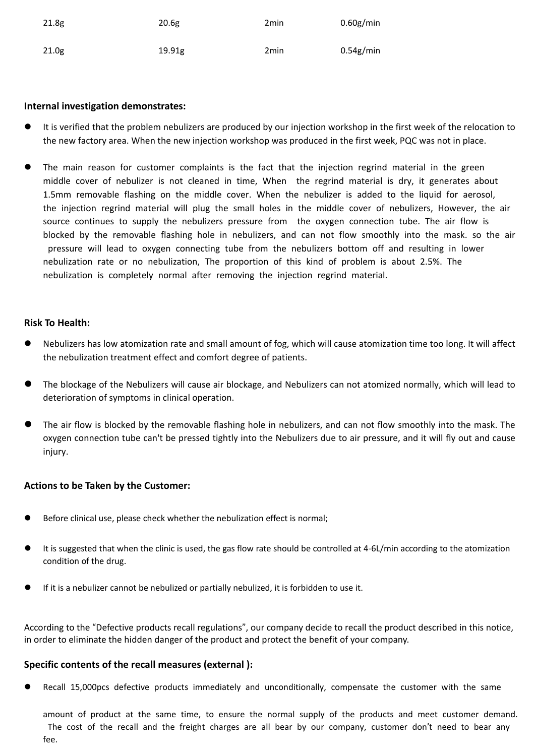| | | | |
|---|---|---|---|
| 21.8g | 20.6g | 2min | 0.60g/min |
| 21.0g | 19.91g | 2min | 0.54g/min |

**Internal investigation demonstrates:**

- It is verified that the problem nebulizers are produced by our injection workshop in the first week of the relocation to the new factory area. When the new injection workshop was produced in the first week, PQC was not in place.

- The main reason for customer complaints is the fact that the injection regrind material in the green middle cover of nebulizer is not cleaned in time, When the regrind material is dry, it generates about 1.5mm removable flashing on the middle cover. When the nebulizer is added to the liquid for aerosol, the injection regrind material will plug the small holes in the middle cover of nebulizers, However, the air source continues to supply the nebulizers pressure from the oxygen connection tube. The air flow is blocked by the removable flashing hole in nebulizers, and can not flow smoothly into the mask. so the air pressure will lead to oxygen connecting tube from the nebulizers bottom off and resulting in lower nebulization rate or no nebulization, The proportion of this kind of problem is about 2.5%. The nebulization is completely normal after removing the injection regrind material.

**Risk To Health:**

- Nebulizers has low atomization rate and small amount of fog, which will cause atomization time too long. It will affect the nebulization treatment effect and comfort degree of patients.

- The blockage of the Nebulizers will cause air blockage, and Nebulizers can not atomized normally, which will lead to deterioration of symptoms in clinical operation.

- The air flow is blocked by the removable flashing hole in nebulizers, and can not flow smoothly into the mask. The oxygen connection tube can't be pressed tightly into the Nebulizers due to air pressure, and it will fly out and cause injury.

**Actions to be Taken by the Customer:**

- Before clinical use, please check whether the nebulization effect is normal;

- It is suggested that when the clinic is used, the gas flow rate should be controlled at 4-6L/min according to the atomization condition of the drug.

- If it is a nebulizer cannot be nebulized or partially nebulized, it is forbidden to use it.

According to the “Defective products recall regulations”, our company decide to recall the product described in this notice, in order to eliminate the hidden danger of the product and protect the benefit of your company.

**Specific contents of the recall measures (external ):**

- Recall 15,000pcs defective products immediately and unconditionally, compensate the customer with the same amount of product at the same time, to ensure the normal supply of the products and meet customer demand. The cost of the recall and the freight charges are all bear by our company, customer don’t need to bear any fee.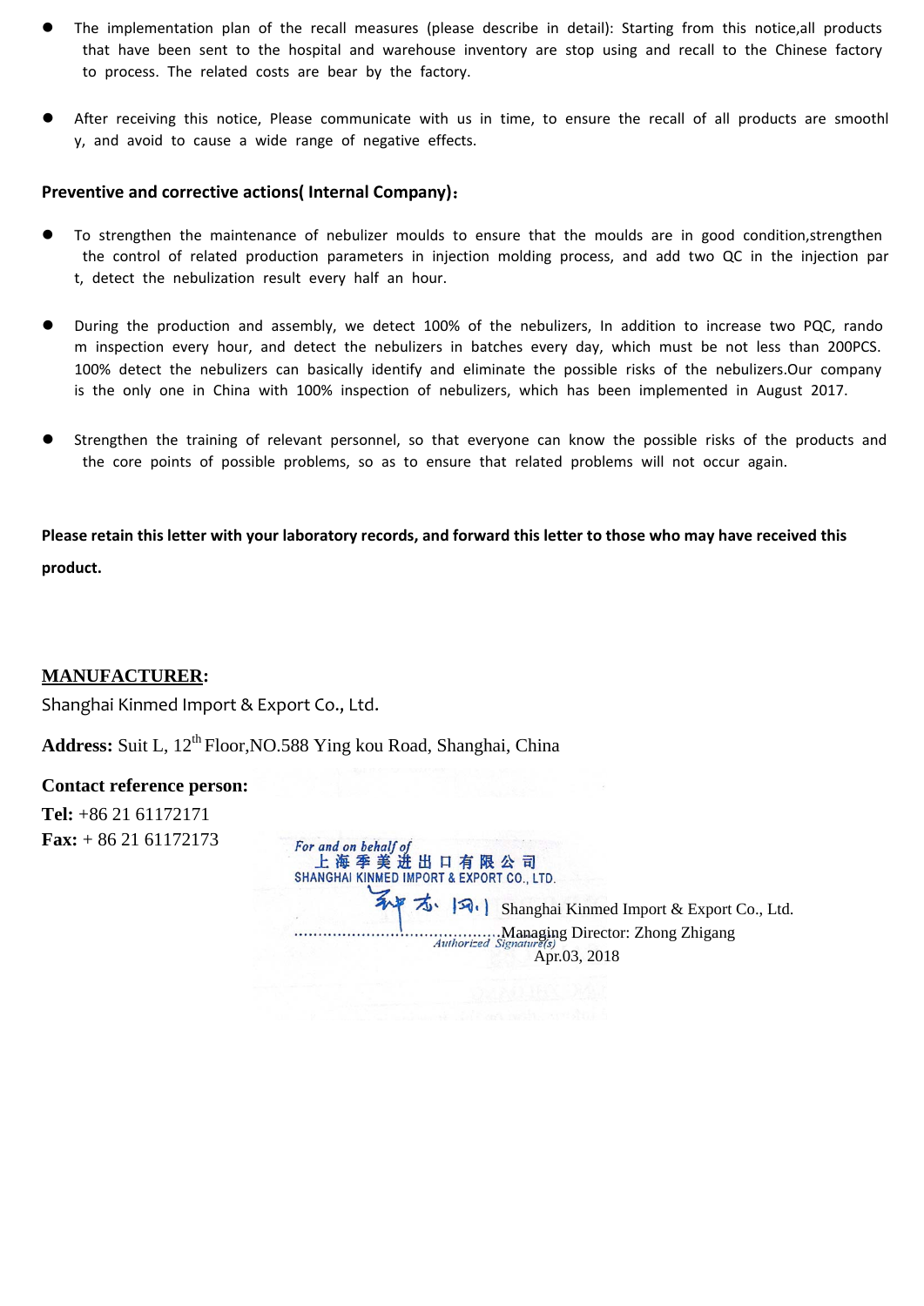- The implementation plan of the recall measures (please describe in detail): Starting from this notice,all products that have been sent to the hospital and warehouse inventory are stop using and recall to the Chinese factory to process. The related costs are bear by the factory.

- After receiving this notice, Please communicate with us in time, to ensure the recall of all products are smoothly, and avoid to cause a wide range of negative effects.

**Preventive and corrective actions( Internal Company)：**

- To strengthen the maintenance of nebulizer moulds to ensure that the moulds are in good condition,strengthen the control of related production parameters in injection molding process, and add two QC in the injection part, detect the nebulization result every half an hour.

- During the production and assembly, we detect 100% of the nebulizers, In addition to increase two PQC, random inspection every hour, and detect the nebulizers in batches every day, which must be not less than 200PCS. 100% detect the nebulizers can basically identify and eliminate the possible risks of the nebulizers.Our company is the only one in China with 100% inspection of nebulizers, which has been implemented in August 2017.

- Strengthen the training of relevant personnel, so that everyone can know the possible risks of the products and the core points of possible problems, so as to ensure that related problems will not occur again.

**Please retain this letter with your laboratory records, and forward this letter to those who may have received this product.**

**MANUFACTURER:**

Shanghai Kinmed Import & Export Co., Ltd.

**Address:** Suit L, 12th Floor,NO.588 Ying kou Road, Shanghai, China

**Contact reference person:**

**Tel:** +86 21 61172171

**Fax:** + 86 21 61172173

For and on behalf of
上海季美进出口有限公司
SHANGHAI KINMED IMPORT & EXPORT CO., LTD.

Shanghai Kinmed Import & Export Co., Ltd.

Authorized Signature(s)

Managing Director: Zhong Zhigang

Apr.03, 2018